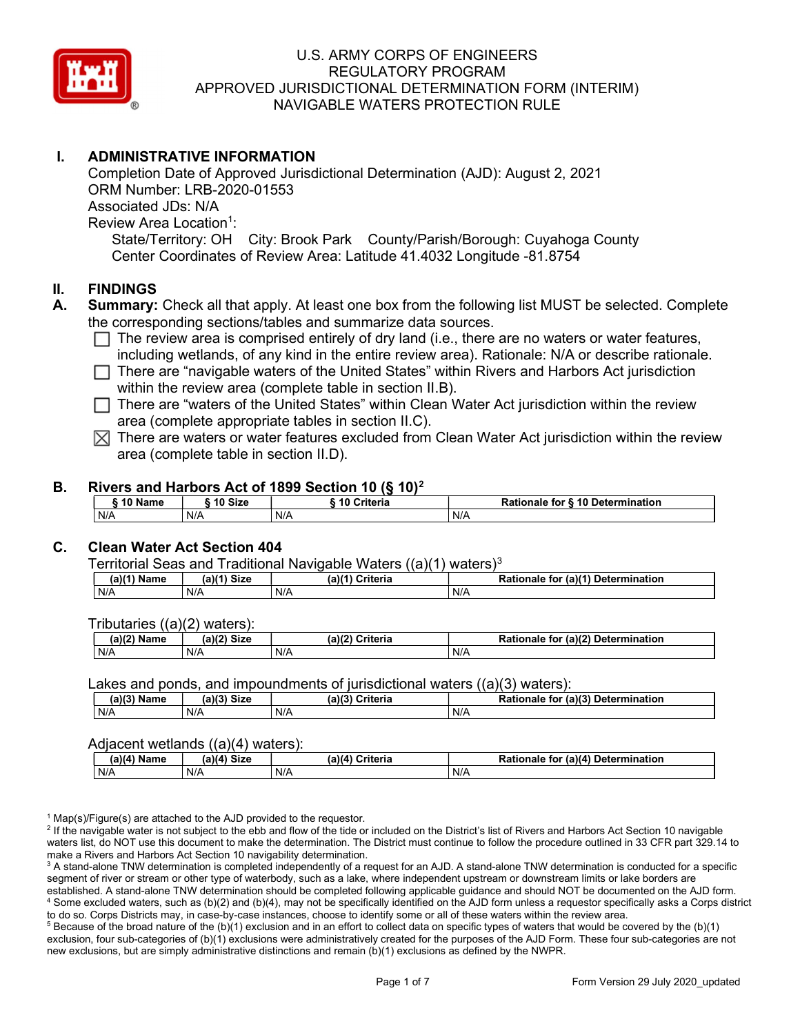# U.S. ARMY CORPS OF ENGINEERS
# REGULATORY PROGRAM
# APPROVED JURISDICTIONAL DETERMINATION FORM (INTERIM)
# NAVIGABLE WATERS PROTECTION RULE

## I. ADMINISTRATIVE INFORMATION

Completion Date of Approved Jurisdictional Determination (AJD): August 2, 2021
ORM Number: LRB-2020-01553
Associated JDs: N/A
Review Area Location[1]:
State/Territory: OH City: Brook Park County/Parish/Borough: Cuyahoga County
Center Coordinates of Review Area: Latitude 41.4032 Longitude -81.8754

## II. FINDINGS

**A. Summary:** Check all that apply. At least one box from the following list MUST be selected. Complete the corresponding sections/tables and summarize data sources.

- ☐ The review area is comprised entirely of dry land (i.e., there are no waters or water features, including wetlands, of any kind in the entire review area). Rationale: N/A or describe rationale.
- ☐ There are "navigable waters of the United States" within Rivers and Harbors Act jurisdiction within the review area (complete table in section II.B).
- ☐ There are "waters of the United States" within Clean Water Act jurisdiction within the review area (complete appropriate tables in section II.C).
- ☒ There are waters or water features excluded from Clean Water Act jurisdiction within the review area (complete table in section II.D).

**B. Rivers and Harbors Act of 1899 Section 10 (§ 10)[2]**

| § 10 Name | § 10 Size | § 10 Criteria | Rationale for § 10 Determination |
|---|---|---|---|
| N/A | N/A | N/A | N/A |

**C. Clean Water Act Section 404**

Territorial Seas and Traditional Navigable Waters ((a)(1) waters)[3]

| (a)(1) Name | (a)(1) Size | (a)(1) Criteria | Rationale for (a)(1) Determination |
|---|---|---|---|
| N/A | N/A | N/A | N/A |

Tributaries ((a)(2) waters):

| (a)(2) Name | (a)(2) Size | (a)(2) Criteria | Rationale for (a)(2) Determination |
|---|---|---|---|
| N/A | N/A | N/A | N/A |

Lakes and ponds, and impoundments of jurisdictional waters ((a)(3) waters):

| (a)(3) Name | (a)(3) Size | (a)(3) Criteria | Rationale for (a)(3) Determination |
|---|---|---|---|
| N/A | N/A | N/A | N/A |

Adjacent wetlands ((a)(4) waters):

| (a)(4) Name | (a)(4) Size | (a)(4) Criteria | Rationale for (a)(4) Determination |
|---|---|---|---|
| N/A | N/A | N/A | N/A |

[1] Map(s)/Figure(s) are attached to the AJD provided to the requestor.
[2] If the navigable water is not subject to the ebb and flow of the tide or included on the District's list of Rivers and Harbors Act Section 10 navigable waters list, do NOT use this document to make the determination. The District must continue to follow the procedure outlined in 33 CFR part 329.14 to make a Rivers and Harbors Act Section 10 navigability determination.
[3] A stand-alone TNW determination is completed independently of a request for an AJD. A stand-alone TNW determination is conducted for a specific segment of river or stream or other type of waterbody, such as a lake, where independent upstream or downstream limits or lake borders are established. A stand-alone TNW determination should be completed following applicable guidance and should NOT be documented on the AJD form.
[4] Some excluded waters, such as (b)(2) and (b)(4), may not be specifically identified on the AJD form unless a requestor specifically asks a Corps district to do so. Corps Districts may, in case-by-case instances, choose to identify some or all of these waters within the review area.
[5] Because of the broad nature of the (b)(1) exclusion and in an effort to collect data on specific types of waters that would be covered by the (b)(1) exclusion, four sub-categories of (b)(1) exclusions were administratively created for the purposes of the AJD Form. These four sub-categories are not new exclusions, but are simply administrative distinctions and remain (b)(1) exclusions as defined by the NWPR.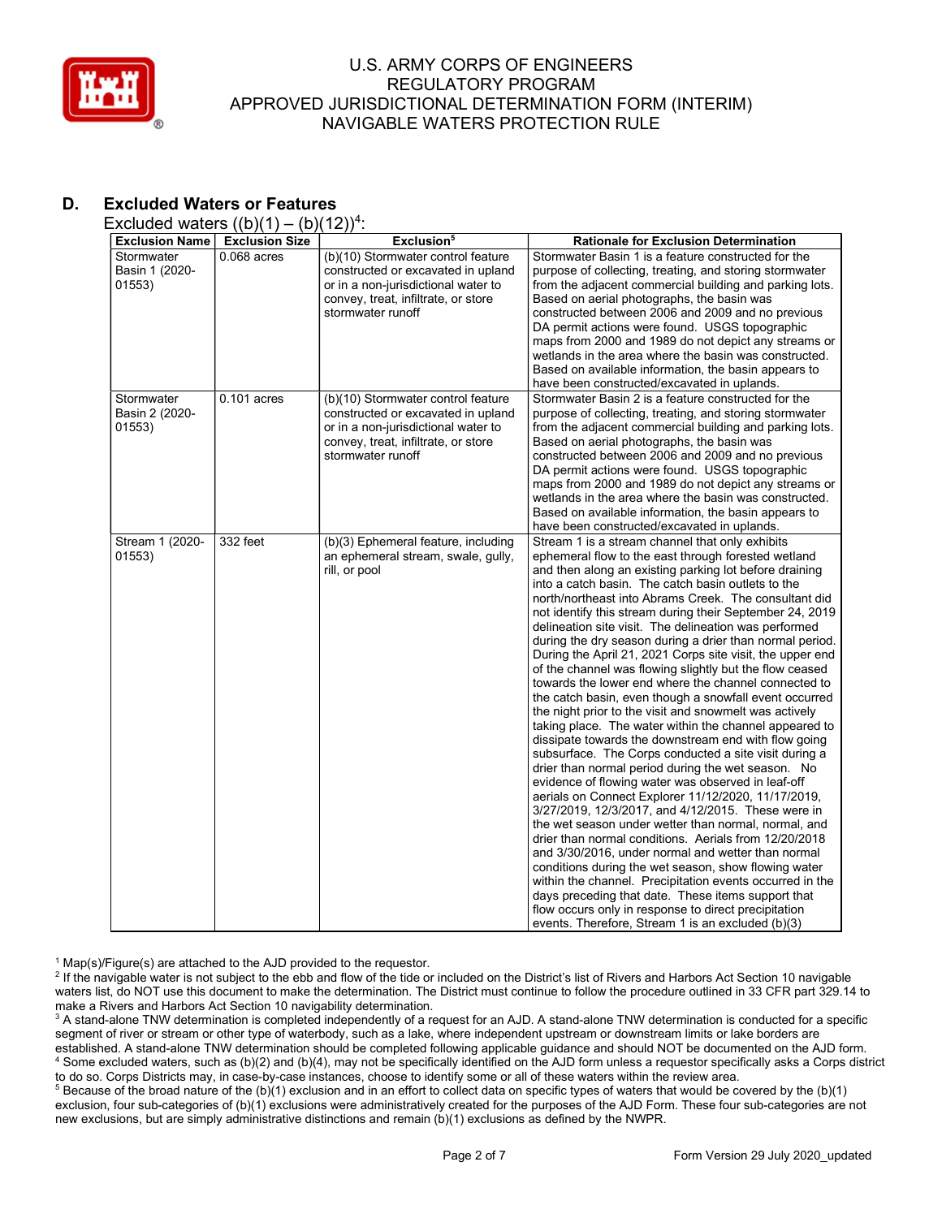## D. Excluded Waters or Features

Excluded waters ((b)(1) – (b)(12))[4]:

| Exclusion Name | Exclusion Size | Exclusion[5] | Rationale for Exclusion Determination |
|---|---|---|---|
| Stormwater Basin 1 (2020-01553) | 0.068 acres | (b)(10) Stormwater control feature constructed or excavated in upland or in a non-jurisdictional water to convey, treat, infiltrate, or store stormwater runoff | Stormwater Basin 1 is a feature constructed for the purpose of collecting, treating, and storing stormwater from the adjacent commercial building and parking lots. Based on aerial photographs, the basin was constructed between 2006 and 2009 and no previous DA permit actions were found. USGS topographic maps from 2000 and 1989 do not depict any streams or wetlands in the area where the basin was constructed. Based on available information, the basin appears to have been constructed/excavated in uplands. |
| Stormwater Basin 2 (2020-01553) | 0.101 acres | (b)(10) Stormwater control feature constructed or excavated in upland or in a non-jurisdictional water to convey, treat, infiltrate, or store stormwater runoff | Stormwater Basin 2 is a feature constructed for the purpose of collecting, treating, and storing stormwater from the adjacent commercial building and parking lots. Based on aerial photographs, the basin was constructed between 2006 and 2009 and no previous DA permit actions were found. USGS topographic maps from 2000 and 1989 do not depict any streams or wetlands in the area where the basin was constructed. Based on available information, the basin appears to have been constructed/excavated in uplands. |
| Stream 1 (2020-01553) | 332 feet | (b)(3) Ephemeral feature, including an ephemeral stream, swale, gully, rill, or pool | Stream 1 is a stream channel that only exhibits ephemeral flow to the east through forested wetland and then along an existing parking lot before draining into a catch basin. The catch basin outlets to the north/northeast into Abrams Creek. The consultant did not identify this stream during their September 24, 2019 delineation site visit. The delineation was performed during the dry season during a drier than normal period. During the April 21, 2021 Corps site visit, the upper end of the channel was flowing slightly but the flow ceased towards the lower end where the channel connected to the catch basin, even though a snowfall event occurred the night prior to the visit and snowmelt was actively taking place. The water within the channel appeared to dissipate towards the downstream end with flow going subsurface. The Corps conducted a site visit during a drier than normal period during the wet season. No evidence of flowing water was observed in leaf-off aerials on Connect Explorer 11/12/2020, 11/17/2019, 3/27/2019, 12/3/2017, and 4/12/2015. These were in the wet season under wetter than normal, normal, and drier than normal conditions. Aerials from 12/20/2018 and 3/30/2016, under normal and wetter than normal conditions during the wet season, show flowing water within the channel. Precipitation events occurred in the days preceding that date. These items support that flow occurs only in response to direct precipitation events. Therefore, Stream 1 is an excluded (b)(3) |

[1] Map(s)/Figure(s) are attached to the AJD provided to the requestor.

[2] If the navigable water is not subject to the ebb and flow of the tide or included on the District's list of Rivers and Harbors Act Section 10 navigable waters list, do NOT use this document to make the determination. The District must continue to follow the procedure outlined in 33 CFR part 329.14 to make a Rivers and Harbors Act Section 10 navigability determination.

[3] A stand-alone TNW determination is completed independently of a request for an AJD. A stand-alone TNW determination is conducted for a specific segment of river or stream or other type of waterbody, such as a lake, where independent upstream or downstream limits or lake borders are established. A stand-alone TNW determination should be completed following applicable guidance and should NOT be documented on the AJD form.

[4] Some excluded waters, such as (b)(2) and (b)(4), may not be specifically identified on the AJD form unless a requestor specifically asks a Corps district to do so. Corps Districts may, in case-by-case instances, choose to identify some or all of these waters within the review area.

[5] Because of the broad nature of the (b)(1) exclusion and in an effort to collect data on specific types of waters that would be covered by the (b)(1) exclusion, four sub-categories of (b)(1) exclusions were administratively created for the purposes of the AJD Form. These four sub-categories are not new exclusions, but are simply administrative distinctions and remain (b)(1) exclusions as defined by the NWPR.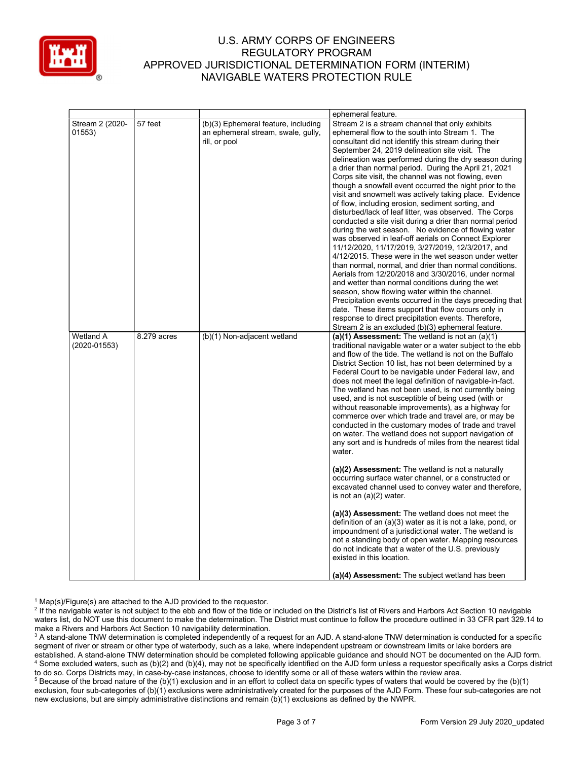| | | | ephemeral feature. |
|---|---|---|---|
| Stream 2 (2020-01553) | 57 feet | (b)(3) Ephemeral feature, including an ephemeral stream, swale, gully, rill, or pool | Stream 2 is a stream channel that only exhibits ephemeral flow to the south into Stream 1. The consultant did not identify this stream during their September 24, 2019 delineation site visit. The delineation was performed during the dry season during a drier than normal period. During the April 21, 2021 Corps site visit, the channel was not flowing, even though a snowfall event occurred the night prior to the visit and snowmelt was actively taking place. Evidence of flow, including erosion, sediment sorting, and disturbed/lack of leaf litter, was observed. The Corps conducted a site visit during a drier than normal period during the wet season. No evidence of flowing water was observed in leaf-off aerials on Connect Explorer 11/12/2020, 11/17/2019, 3/27/2019, 12/3/2017, and 4/12/2015. These were in the wet season under wetter than normal, normal, and drier than normal conditions. Aerials from 12/20/2018 and 3/30/2016, under normal and wetter than normal conditions during the wet season, show flowing water within the channel. Precipitation events occurred in the days preceding that date. These items support that flow occurs only in response to direct precipitation events. Therefore, Stream 2 is an excluded (b)(3) ephemeral feature. |
| Wetland A (2020-01553) | 8.279 acres | (b)(1) Non-adjacent wetland | **(a)(1) Assessment:** The wetland is not an (a)(1) traditional navigable water or a water subject to the ebb and flow of the tide. The wetland is not on the Buffalo District Section 10 list, has not been determined by a Federal Court to be navigable under Federal law, and does not meet the legal definition of navigable-in-fact. The wetland has not been used, is not currently being used, and is not susceptible of being used (with or without reasonable improvements), as a highway for commerce over which trade and travel are, or may be conducted in the customary modes of trade and travel on water. The wetland does not support navigation of any sort and is hundreds of miles from the nearest tidal water.<br><br>**(a)(2) Assessment:** The wetland is not a naturally occurring surface water channel, or a constructed or excavated channel used to convey water and therefore, is not an (a)(2) water.<br><br>**(a)(3) Assessment:** The wetland does not meet the definition of an (a)(3) water as it is not a lake, pond, or impoundment of a jurisdictional water. The wetland is not a standing body of open water. Mapping resources do not indicate that a water of the U.S. previously existed in this location.<br><br>**(a)(4) Assessment:** The subject wetland has been |

[1] Map(s)/Figure(s) are attached to the AJD provided to the requestor.
[2] If the navigable water is not subject to the ebb and flow of the tide or included on the District's list of Rivers and Harbors Act Section 10 navigable waters list, do NOT use this document to make the determination. The District must continue to follow the procedure outlined in 33 CFR part 329.14 to make a Rivers and Harbors Act Section 10 navigability determination.
[3] A stand-alone TNW determination is completed independently of a request for an AJD. A stand-alone TNW determination is conducted for a specific segment of river or stream or other type of waterbody, such as a lake, where independent upstream or downstream limits or lake borders are established. A stand-alone TNW determination should be completed following applicable guidance and should NOT be documented on the AJD form.
[4] Some excluded waters, such as (b)(2) and (b)(4), may not be specifically identified on the AJD form unless a requestor specifically asks a Corps district to do so. Corps Districts may, in case-by-case instances, choose to identify some or all of these waters within the review area.
[5] Because of the broad nature of the (b)(1) exclusion and in an effort to collect data on specific types of waters that would be covered by the (b)(1) exclusion, four sub-categories of (b)(1) exclusions were administratively created for the purposes of the AJD Form. These four sub-categories are not new exclusions, but are simply administrative distinctions and remain (b)(1) exclusions as defined by the NWPR.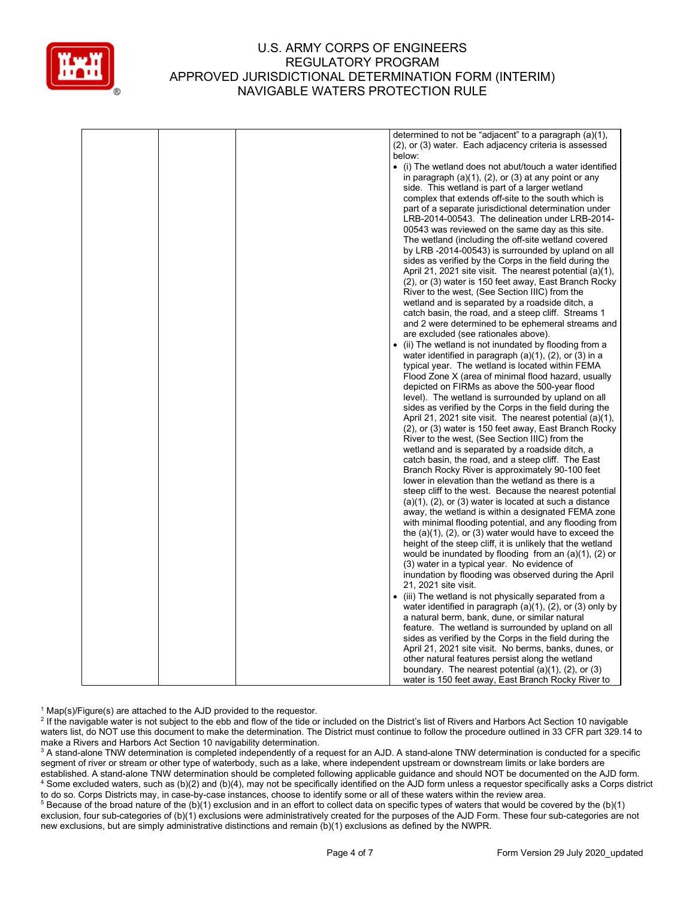| | | | |
|---|---|---|---|
| | | | determined to not be "adjacent" to a paragraph (a)(1), (2), or (3) water. Each adjacency criteria is assessed below:<br>• (i) The wetland does not abut/touch a water identified in paragraph (a)(1), (2), or (3) at any point or any side. This wetland is part of a larger wetland complex that extends off-site to the south which is part of a separate jurisdictional determination under LRB-2014-00543. The delineation under LRB-2014-00543 was reviewed on the same day as this site. The wetland (including the off-site wetland covered by LRB -2014-00543) is surrounded by upland on all sides as verified by the Corps in the field during the April 21, 2021 site visit. The nearest potential (a)(1), (2), or (3) water is 150 feet away, East Branch Rocky River to the west, (See Section IIIC) from the wetland and is separated by a roadside ditch, a catch basin, the road, and a steep cliff. Streams 1 and 2 were determined to be ephemeral streams and are excluded (see rationales above).<br>• (ii) The wetland is not inundated by flooding from a water identified in paragraph (a)(1), (2), or (3) in a typical year. The wetland is located within FEMA Flood Zone X (area of minimal flood hazard, usually depicted on FIRMs as above the 500-year flood level). The wetland is surrounded by upland on all sides as verified by the Corps in the field during the April 21, 2021 site visit. The nearest potential (a)(1), (2), or (3) water is 150 feet away, East Branch Rocky River to the west, (See Section IIIC) from the wetland and is separated by a roadside ditch, a catch basin, the road, and a steep cliff. The East Branch Rocky River is approximately 90-100 feet lower in elevation than the wetland as there is a steep cliff to the west. Because the nearest potential (a)(1), (2), or (3) water is located at such a distance away, the wetland is within a designated FEMA zone with minimal flooding potential, and any flooding from the (a)(1), (2), or (3) water would have to exceed the height of the steep cliff, it is unlikely that the wetland would be inundated by flooding from an (a)(1), (2) or (3) water in a typical year. No evidence of inundation by flooding was observed during the April 21, 2021 site visit.<br>• (iii) The wetland is not physically separated from a water identified in paragraph (a)(1), (2), or (3) only by a natural berm, bank, dune, or similar natural feature. The wetland is surrounded by upland on all sides as verified by the Corps in the field during the April 21, 2021 site visit. No berms, banks, dunes, or other natural features persist along the wetland boundary. The nearest potential (a)(1), (2), or (3) water is 150 feet away, East Branch Rocky River to |

[1] Map(s)/Figure(s) are attached to the AJD provided to the requestor.
[2] If the navigable water is not subject to the ebb and flow of the tide or included on the District's list of Rivers and Harbors Act Section 10 navigable waters list, do NOT use this document to make the determination. The District must continue to follow the procedure outlined in 33 CFR part 329.14 to make a Rivers and Harbors Act Section 10 navigability determination.
[3] A stand-alone TNW determination is completed independently of a request for an AJD. A stand-alone TNW determination is conducted for a specific segment of river or stream or other type of waterbody, such as a lake, where independent upstream or downstream limits or lake borders are established. A stand-alone TNW determination should be completed following applicable guidance and should NOT be documented on the AJD form.
[4] Some excluded waters, such as (b)(2) and (b)(4), may not be specifically identified on the AJD form unless a requestor specifically asks a Corps district to do so. Corps Districts may, in case-by-case instances, choose to identify some or all of these waters within the review area.
[5] Because of the broad nature of the (b)(1) exclusion and in an effort to collect data on specific types of waters that would be covered by the (b)(1) exclusion, four sub-categories of (b)(1) exclusions were administratively created for the purposes of the AJD Form. These four sub-categories are not new exclusions, but are simply administrative distinctions and remain (b)(1) exclusions as defined by the NWPR.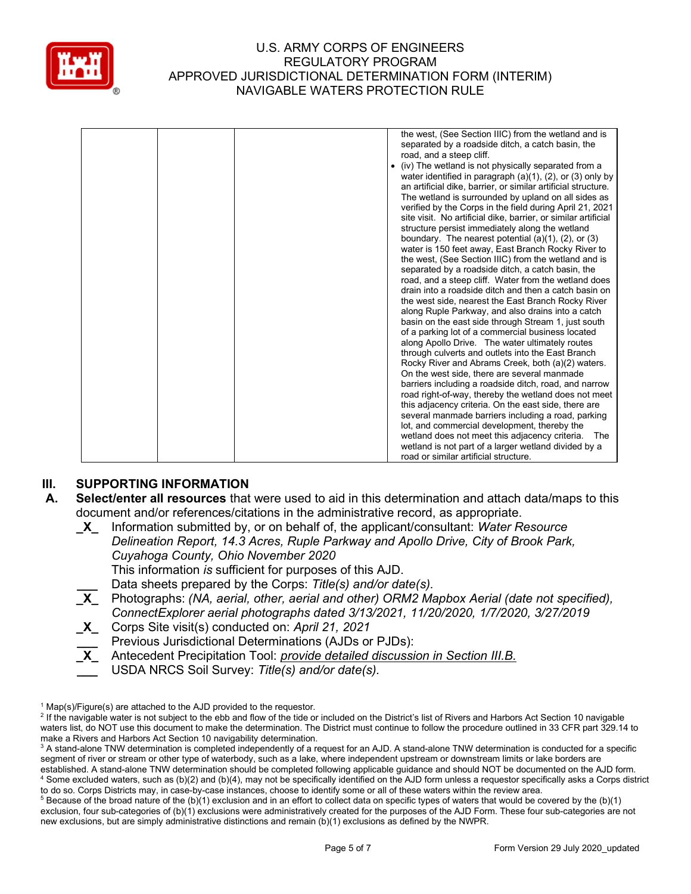| | | | the west, (See Section IIIC) from the wetland and is separated by a roadside ditch, a catch basin, the road, and a steep cliff.<br>• (iv) The wetland is not physically separated from a water identified in paragraph (a)(1), (2), or (3) only by an artificial dike, barrier, or similar artificial structure. The wetland is surrounded by upland on all sides as verified by the Corps in the field during April 21, 2021 site visit. No artificial dike, barrier, or similar artificial structure persist immediately along the wetland boundary. The nearest potential (a)(1), (2), or (3) water is 150 feet away, East Branch Rocky River to the west, (See Section IIIC) from the wetland and is separated by a roadside ditch, a catch basin, the road, and a steep cliff. Water from the wetland does drain into a roadside ditch and then a catch basin on the west side, nearest the East Branch Rocky River along Ruple Parkway, and also drains into a catch basin on the east side through Stream 1, just south of a parking lot of a commercial business located along Apollo Drive. The water ultimately routes through culverts and outlets into the East Branch Rocky River and Abrams Creek, both (a)(2) waters. On the west side, there are several manmade barriers including a roadside ditch, road, and narrow road right-of-way, thereby the wetland does not meet this adjacency criteria. On the east side, there are several manmade barriers including a road, parking lot, and commercial development, thereby the wetland does not meet this adjacency criteria. The wetland is not part of a larger wetland divided by a road or similar artificial structure. |
|---|---|---|---|

## III. SUPPORTING INFORMATION

**A. Select/enter all resources** that were used to aid in this determination and attach data/maps to this document and/or references/citations in the administrative record, as appropriate.

_X_ Information submitted by, or on behalf of, the applicant/consultant: *Water Resource Delineation Report, 14.3 Acres, Ruple Parkway and Apollo Drive, City of Brook Park, Cuyahoga County, Ohio November 2020*
This information *is* sufficient for purposes of this AJD.

___ Data sheets prepared by the Corps: *Title(s) and/or date(s).*

_X_ Photographs: *(NA, aerial, other, aerial and other) ORM2 Mapbox Aerial (date not specified), ConnectExplorer aerial photographs dated 3/13/2021, 11/20/2020, 1/7/2020, 3/27/2019*

_X_ Corps Site visit(s) conducted on: *April 21, 2021*

___ Previous Jurisdictional Determinations (AJDs or PJDs):

_X_ Antecedent Precipitation Tool: *provide detailed discussion in Section III.B.*

___ USDA NRCS Soil Survey: *Title(s) and/or date(s).*

---

[1] Map(s)/Figure(s) are attached to the AJD provided to the requestor.
[2] If the navigable water is not subject to the ebb and flow of the tide or included on the District's list of Rivers and Harbors Act Section 10 navigable waters list, do NOT use this document to make the determination. The District must continue to follow the procedure outlined in 33 CFR part 329.14 to make a Rivers and Harbors Act Section 10 navigability determination.
[3] A stand-alone TNW determination is completed independently of a request for an AJD. A stand-alone TNW determination is conducted for a specific segment of river or stream or other type of waterbody, such as a lake, where independent upstream or downstream limits or lake borders are established. A stand-alone TNW determination should be completed following applicable guidance and should NOT be documented on the AJD form.
[4] Some excluded waters, such as (b)(2) and (b)(4), may not be specifically identified on the AJD form unless a requestor specifically asks a Corps district to do so. Corps Districts may, in case-by-case instances, choose to identify some or all of these waters within the review area.
[5] Because of the broad nature of the (b)(1) exclusion and in an effort to collect data on specific types of waters that would be covered by the (b)(1) exclusion, four sub-categories of (b)(1) exclusions were administratively created for the purposes of the AJD Form. These four sub-categories are not new exclusions, but are simply administrative distinctions and remain (b)(1) exclusions as defined by the NWPR.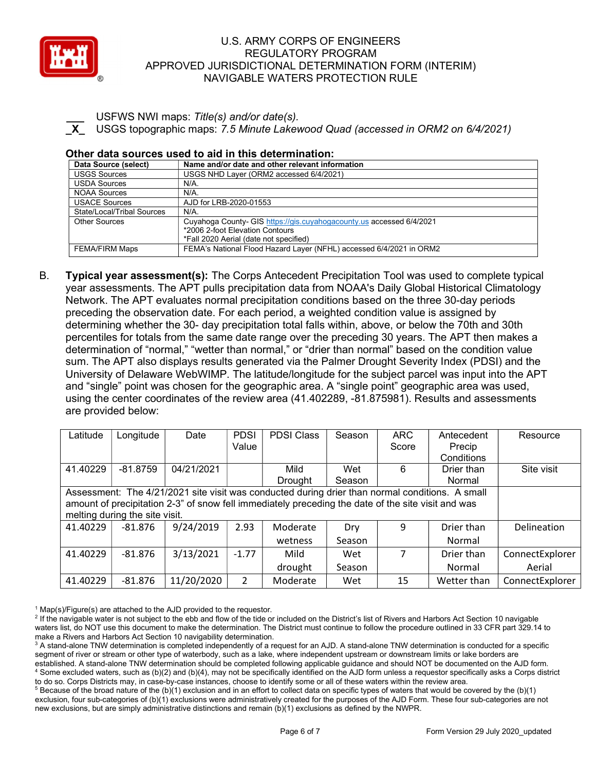___ USFWS NWI maps: *Title(s) and/or date(s).*
_X_ USGS topographic maps: *7.5 Minute Lakewood Quad (accessed in ORM2 on 6/4/2021)*

**Other data sources used to aid in this determination:**

| Data Source (select) | Name and/or date and other relevant information |
|---|---|
| USGS Sources | USGS NHD Layer (ORM2 accessed 6/4/2021) |
| USDA Sources | N/A. |
| NOAA Sources | N/A. |
| USACE Sources | AJD for LRB-2020-01553 |
| State/Local/Tribal Sources | N/A. |
| Other Sources | Cuyahoga County- GIS https://gis.cuyahogacounty.us accessed 6/4/2021 *2006 2-foot Elevation Contours *Fall 2020 Aerial (date not specified) |
| FEMA/FIRM Maps | FEMA's National Flood Hazard Layer (NFHL) accessed 6/4/2021 in ORM2 |

B. **Typical year assessment(s):** The Corps Antecedent Precipitation Tool was used to complete typical year assessments. The APT pulls precipitation data from NOAA's Daily Global Historical Climatology Network. The APT evaluates normal precipitation conditions based on the three 30-day periods preceding the observation date. For each period, a weighted condition value is assigned by determining whether the 30- day precipitation total falls within, above, or below the 70th and 30th percentiles for totals from the same date range over the preceding 30 years. The APT then makes a determination of "normal," "wetter than normal," or "drier than normal" based on the condition value sum. The APT also displays results generated via the Palmer Drought Severity Index (PDSI) and the University of Delaware WebWIMP. The latitude/longitude for the subject parcel was input into the APT and "single" point was chosen for the geographic area. A "single point" geographic area was used, using the center coordinates of the review area (41.402289, -81.875981). Results and assessments are provided below:

| Latitude | Longitude | Date | PDSI Value | PDSI Class | Season | ARC Score | Antecedent Precip Conditions | Resource |
|---|---|---|---|---|---|---|---|---|
| 41.40229 | -81.8759 | 04/21/2021 | | Mild Drought | Wet Season | 6 | Drier than Normal | Site visit |
| Assessment: The 4/21/2021 site visit was conducted during drier than normal conditions. A small amount of precipitation 2-3" of snow fell immediately preceding the date of the site visit and was melting during the site visit. | | | | | | | | |
| 41.40229 | -81.876 | 9/24/2019 | 2.93 | Moderate wetness | Dry Season | 9 | Drier than Normal | Delineation |
| 41.40229 | -81.876 | 3/13/2021 | -1.77 | Mild drought | Wet Season | 7 | Drier than Normal | ConnectExplorer Aerial |
| 41.40229 | -81.876 | 11/20/2020 | 2 | Moderate | Wet | 15 | Wetter than | ConnectExplorer |

[1] Map(s)/Figure(s) are attached to the AJD provided to the requestor.
[2] If the navigable water is not subject to the ebb and flow of the tide or included on the District's list of Rivers and Harbors Act Section 10 navigable waters list, do NOT use this document to make the determination. The District must continue to follow the procedure outlined in 33 CFR part 329.14 to make a Rivers and Harbors Act Section 10 navigability determination.
[3] A stand-alone TNW determination is completed independently of a request for an AJD. A stand-alone TNW determination is conducted for a specific segment of river or stream or other type of waterbody, such as a lake, where independent upstream or downstream limits or lake borders are established. A stand-alone TNW determination should be completed following applicable guidance and should NOT be documented on the AJD form.
[4] Some excluded waters, such as (b)(2) and (b)(4), may not be specifically identified on the AJD form unless a requestor specifically asks a Corps district to do so. Corps Districts may, in case-by-case instances, choose to identify some or all of these waters within the review area.
[5] Because of the broad nature of the (b)(1) exclusion and in an effort to collect data on specific types of waters that would be covered by the (b)(1) exclusion, four sub-categories of (b)(1) exclusions were administratively created for the purposes of the AJD Form. These four sub-categories are not new exclusions, but are simply administrative distinctions and remain (b)(1) exclusions as defined by the NWPR.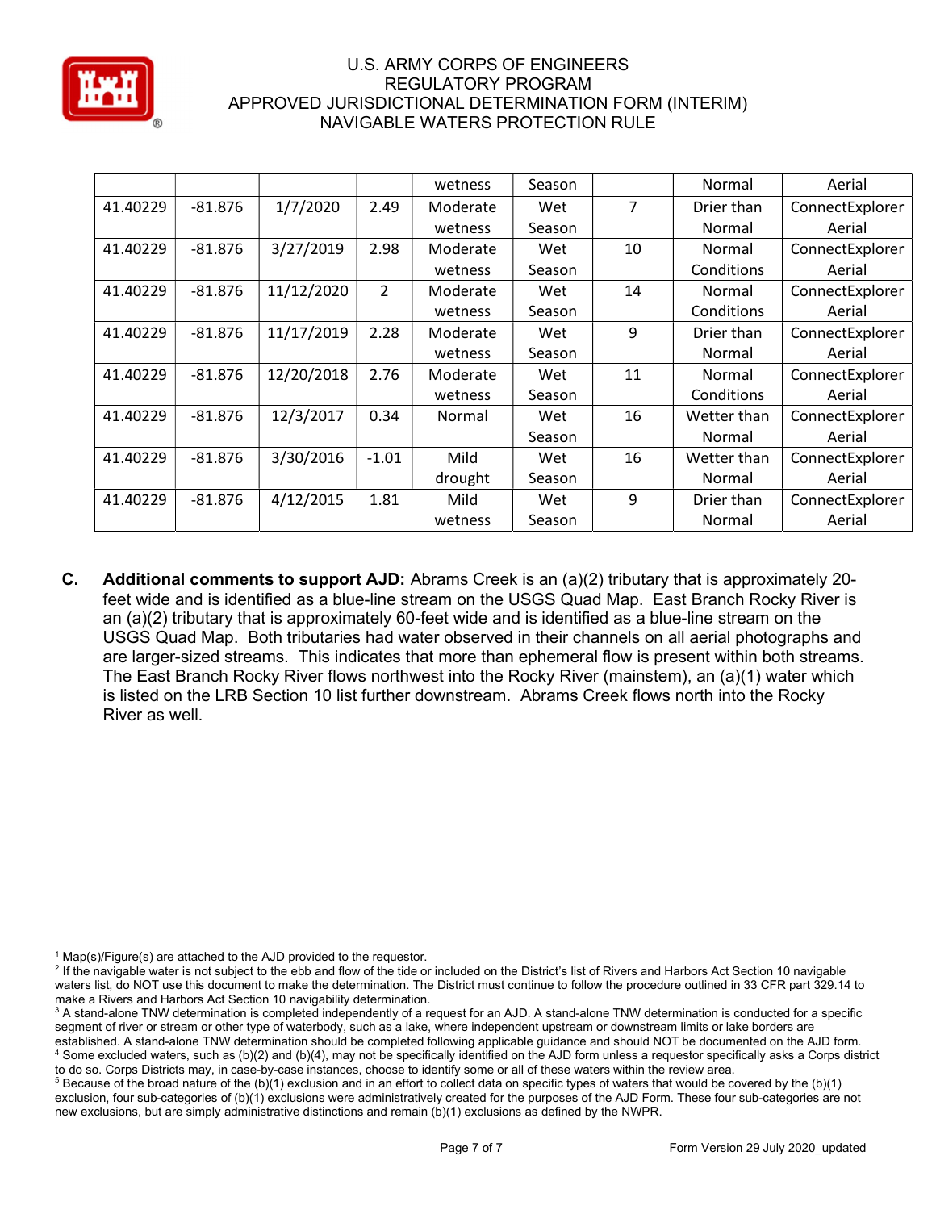| | | | | | | | | |
|---|---|---|---|---|---|---|---|---|
| | | | | wetness | Season | | Normal | Aerial |
| 41.40229 | -81.876 | 1/7/2020 | 2.49 | Moderate wetness | Wet Season | 7 | Drier than Normal | ConnectExplorer Aerial |
| 41.40229 | -81.876 | 3/27/2019 | 2.98 | Moderate wetness | Wet Season | 10 | Normal Conditions | ConnectExplorer Aerial |
| 41.40229 | -81.876 | 11/12/2020 | 2 | Moderate wetness | Wet Season | 14 | Normal Conditions | ConnectExplorer Aerial |
| 41.40229 | -81.876 | 11/17/2019 | 2.28 | Moderate wetness | Wet Season | 9 | Drier than Normal | ConnectExplorer Aerial |
| 41.40229 | -81.876 | 12/20/2018 | 2.76 | Moderate wetness | Wet Season | 11 | Normal Conditions | ConnectExplorer Aerial |
| 41.40229 | -81.876 | 12/3/2017 | 0.34 | Normal | Wet Season | 16 | Wetter than Normal | ConnectExplorer Aerial |
| 41.40229 | -81.876 | 3/30/2016 | -1.01 | Mild drought | Wet Season | 16 | Wetter than Normal | ConnectExplorer Aerial |
| 41.40229 | -81.876 | 4/12/2015 | 1.81 | Mild wetness | Wet Season | 9 | Drier than Normal | ConnectExplorer Aerial |

**C. Additional comments to support AJD:** Abrams Creek is an (a)(2) tributary that is approximately 20-feet wide and is identified as a blue-line stream on the USGS Quad Map. East Branch Rocky River is an (a)(2) tributary that is approximately 60-feet wide and is identified as a blue-line stream on the USGS Quad Map. Both tributaries had water observed in their channels on all aerial photographs and are larger-sized streams. This indicates that more than ephemeral flow is present within both streams. The East Branch Rocky River flows northwest into the Rocky River (mainstem), an (a)(1) water which is listed on the LRB Section 10 list further downstream. Abrams Creek flows north into the Rocky River as well.

[1] Map(s)/Figure(s) are attached to the AJD provided to the requestor.

[2] If the navigable water is not subject to the ebb and flow of the tide or included on the District's list of Rivers and Harbors Act Section 10 navigable waters list, do NOT use this document to make the determination. The District must continue to follow the procedure outlined in 33 CFR part 329.14 to make a Rivers and Harbors Act Section 10 navigability determination.

[3] A stand-alone TNW determination is completed independently of a request for an AJD. A stand-alone TNW determination is conducted for a specific segment of river or stream or other type of waterbody, such as a lake, where independent upstream or downstream limits or lake borders are established. A stand-alone TNW determination should be completed following applicable guidance and should NOT be documented on the AJD form.

[4] Some excluded waters, such as (b)(2) and (b)(4), may not be specifically identified on the AJD form unless a requestor specifically asks a Corps district to do so. Corps Districts may, in case-by-case instances, choose to identify some or all of these waters within the review area.

[5] Because of the broad nature of the (b)(1) exclusion and in an effort to collect data on specific types of waters that would be covered by the (b)(1) exclusion, four sub-categories of (b)(1) exclusions were administratively created for the purposes of the AJD Form. These four sub-categories are not new exclusions, but are simply administrative distinctions and remain (b)(1) exclusions as defined by the NWPR.